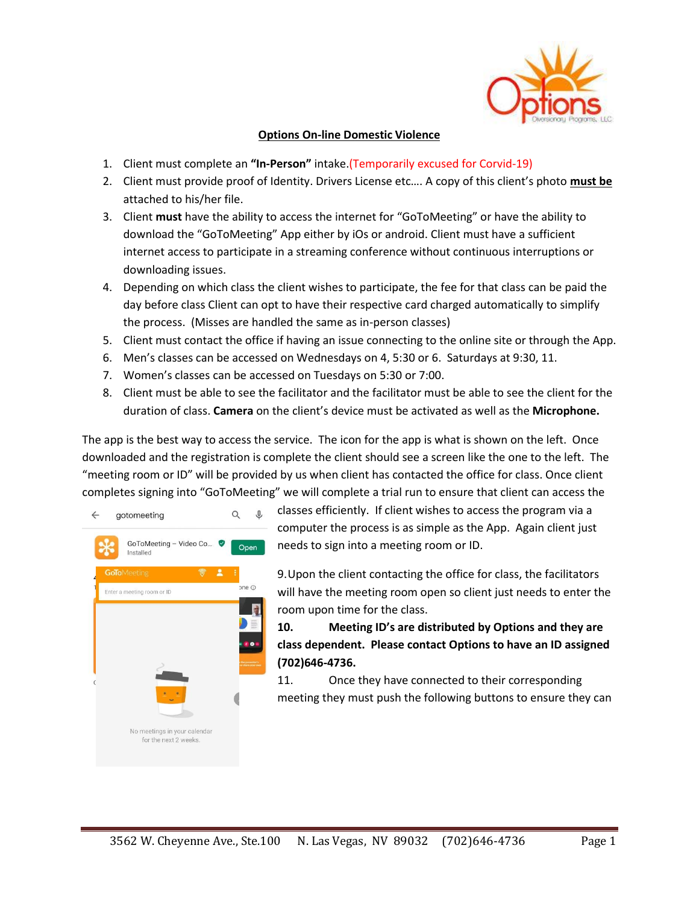## Options On-line Domestic Violence

1. Client must complete an **"In-Person"** intake.(Temporarily excused for Corvid-19)
2. Client must provide proof of Identity. Drivers License etc…. A copy of this client's photo **must be** attached to his/her file.
3. Client **must** have the ability to access the internet for "GoToMeeting" or have the ability to download the "GoToMeeting" App either by iOs or android. Client must have a sufficient internet access to participate in a streaming conference without continuous interruptions or downloading issues.
4. Depending on which class the client wishes to participate, the fee for that class can be paid the day before class Client can opt to have their respective card charged automatically to simplify the process. (Misses are handled the same as in-person classes)
5. Client must contact the office if having an issue connecting to the online site or through the App.
6. Men's classes can be accessed on Wednesdays on 4, 5:30 or 6. Saturdays at 9:30, 11.
7. Women's classes can be accessed on Tuesdays on 5:30 or 7:00.
8. Client must be able to see the facilitator and the facilitator must be able to see the client for the duration of class. **Camera** on the client's device must be activated as well as the **Microphone.**

The app is the best way to access the service. The icon for the app is what is shown on the left. Once downloaded and the registration is complete the client should see a screen like the one to the left. The "meeting room or ID" will be provided by us when client has contacted the office for class. Once client completes signing into "GoToMeeting" we will complete a trial run to ensure that client can access the classes efficiently. If client wishes to access the program via a computer the process is as simple as the App. Again client just needs to sign into a meeting room or ID.

9. Upon the client contacting the office for class, the facilitators will have the meeting room open so client just needs to enter the room upon time for the class.

**10. Meeting ID's are distributed by Options and they are class dependent. Please contact Options to have an ID assigned (702)646-4736.**

11. Once they have connected to their corresponding meeting they must push the following buttons to ensure they can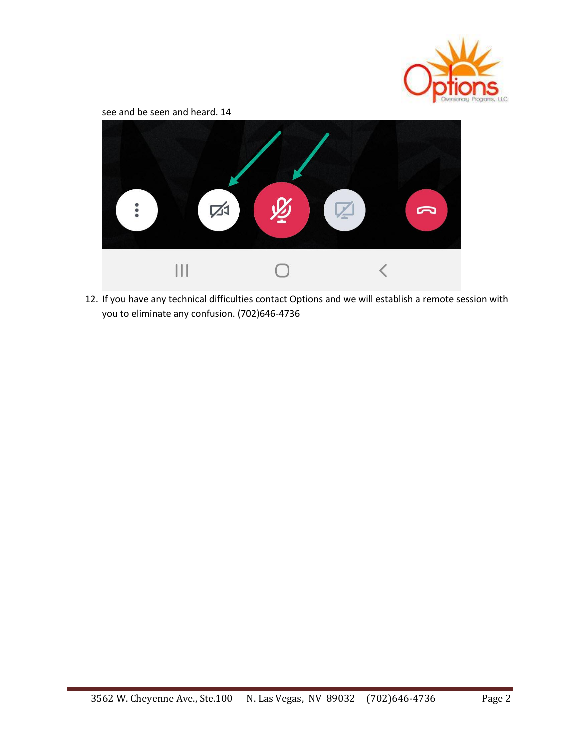see and be seen and heard. 14

12. If you have any technical difficulties contact Options and we will establish a remote session with you to eliminate any confusion. (702)646-4736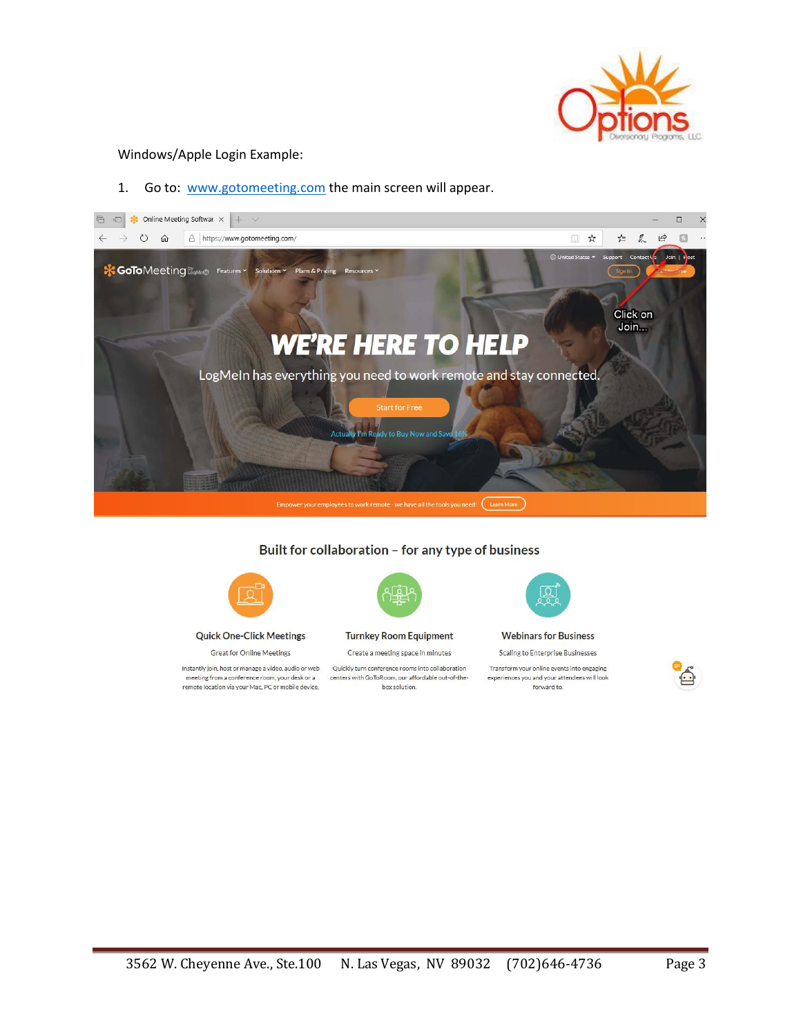Windows/Apple Login Example:

1. Go to: www.gotomeeting.com the main screen will appear.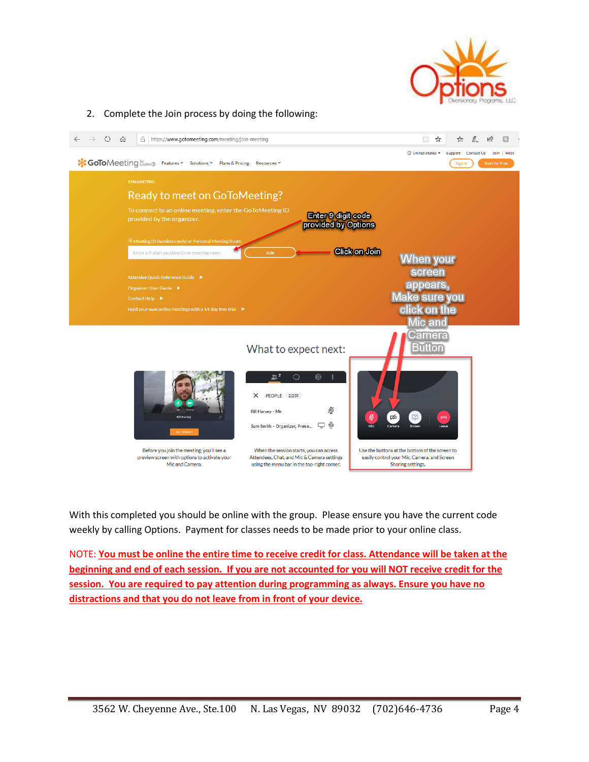2. Complete the Join process by doing the following:

Enter 9 digit code provided by Options

Click on Join

When your screen appears, Make sure you click on the Mic and Camera Button

With this completed you should be online with the group. Please ensure you have the current code weekly by calling Options. Payment for classes needs to be made prior to your online class.

NOTE: **You must be online the entire time to receive credit for class. Attendance will be taken at the beginning and end of each session. If you are not accounted for you will NOT receive credit for the session. You are required to pay attention during programming as always. Ensure you have no distractions and that you do not leave from in front of your device.**